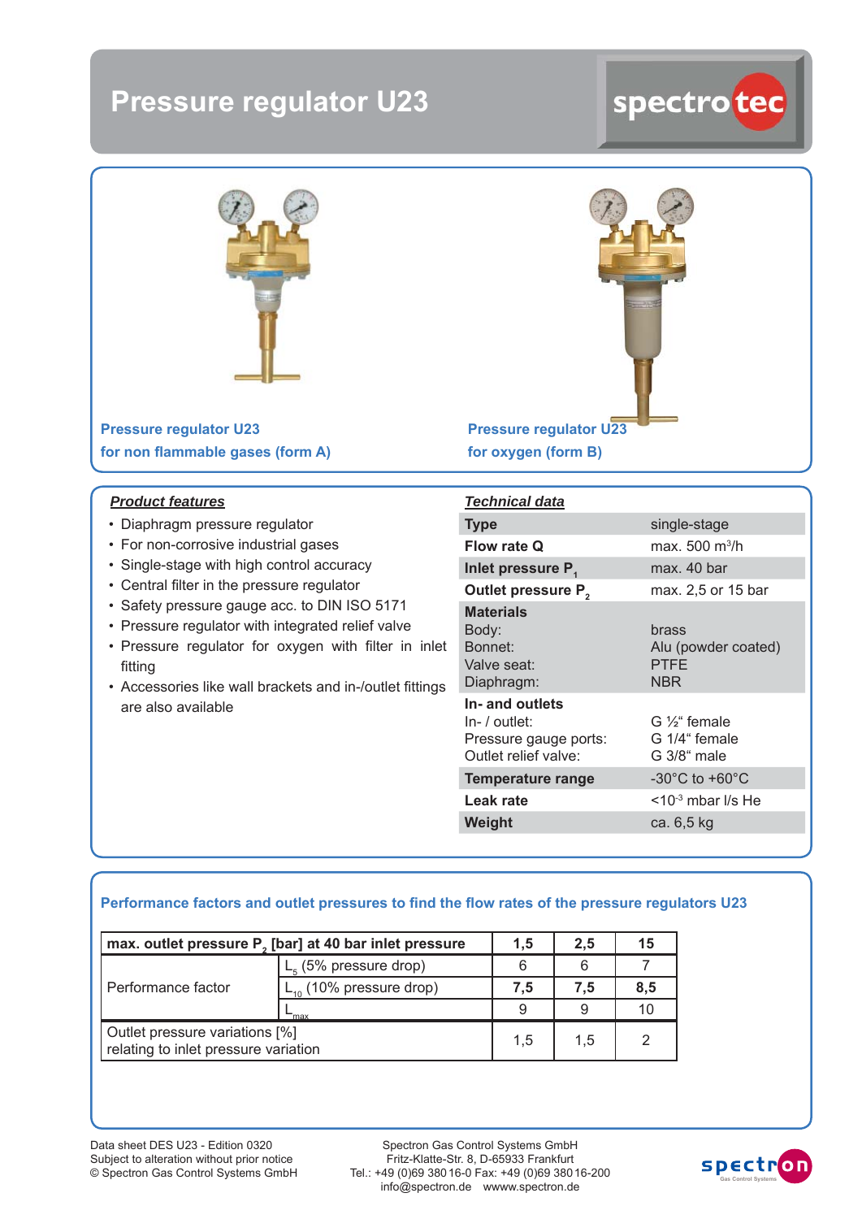# Pressure regulator U23

spectrotec

**Pressure regulator U23**
**for non flammable gases (form A)**

**Pressure regulator U23**
**for oxygen (form B)**

## *Product features*

- Diaphragm pressure regulator
- For non-corrosive industrial gases
- Single-stage with high control accuracy
- Central filter in the pressure regulator
- Safety pressure gauge acc. to DIN ISO 5171
- Pressure regulator with integrated relief valve
- Pressure regulator for oxygen with filter in inlet fitting
- Accessories like wall brackets and in-/outlet fittings are also available

## *Technical data*

| | |
|---|---|
| **Type** | single-stage |
| **Flow rate Q** | max. 500 $m^3$/h |
| **Inlet pressure $P_1$** | max. 40 bar |
| **Outlet pressure $P_2$** | max. 2,5 or 15 bar |
| **Materials** | |
| Body: | brass |
| Bonnet: | Alu (powder coated) |
| Valve seat: | PTFE |
| Diaphragm: | NBR |
| **In- and outlets** | |
| In- / outlet: | G ½“ female |
| Pressure gauge ports: | G 1/4“ female |
| Outlet relief valve: | G 3/8“ male |
| **Temperature range** | -30°C to +60°C |
| **Leak rate** | <$10^{-3}$ mbar l/s He |
| **Weight** | ca. 6,5 kg |

## Performance factors and outlet pressures to find the flow rates of the pressure regulators U23

| **max. outlet pressure $P_2$ [bar] at 40 bar inlet pressure** | | **1,5** | **2,5** | **15** |
|---|---|---|---|---|
| Performance factor | $L_5$ (5% pressure drop) | 6 | 6 | 7 |
| | $L_{10}$ (10% pressure drop) | **7,5** | **7,5** | **8,5** |
| | $L_{max}$ | 9 | 9 | 10 |
| Outlet pressure variations [%] relating to inlet pressure variation | | 1,5 | 1,5 | 2 |

Data sheet DES U23 - Edition 0320
Subject to alteration without prior notice
© Spectron Gas Control Systems GmbH

Spectron Gas Control Systems GmbH
Fritz-Klatte-Str. 8, D-65933 Frankfurt
Tel.: +49 (0)69 380 16-0 Fax: +49 (0)69 380 16-200
info@spectron.de www.spectron.de

spectron Gas Control Systems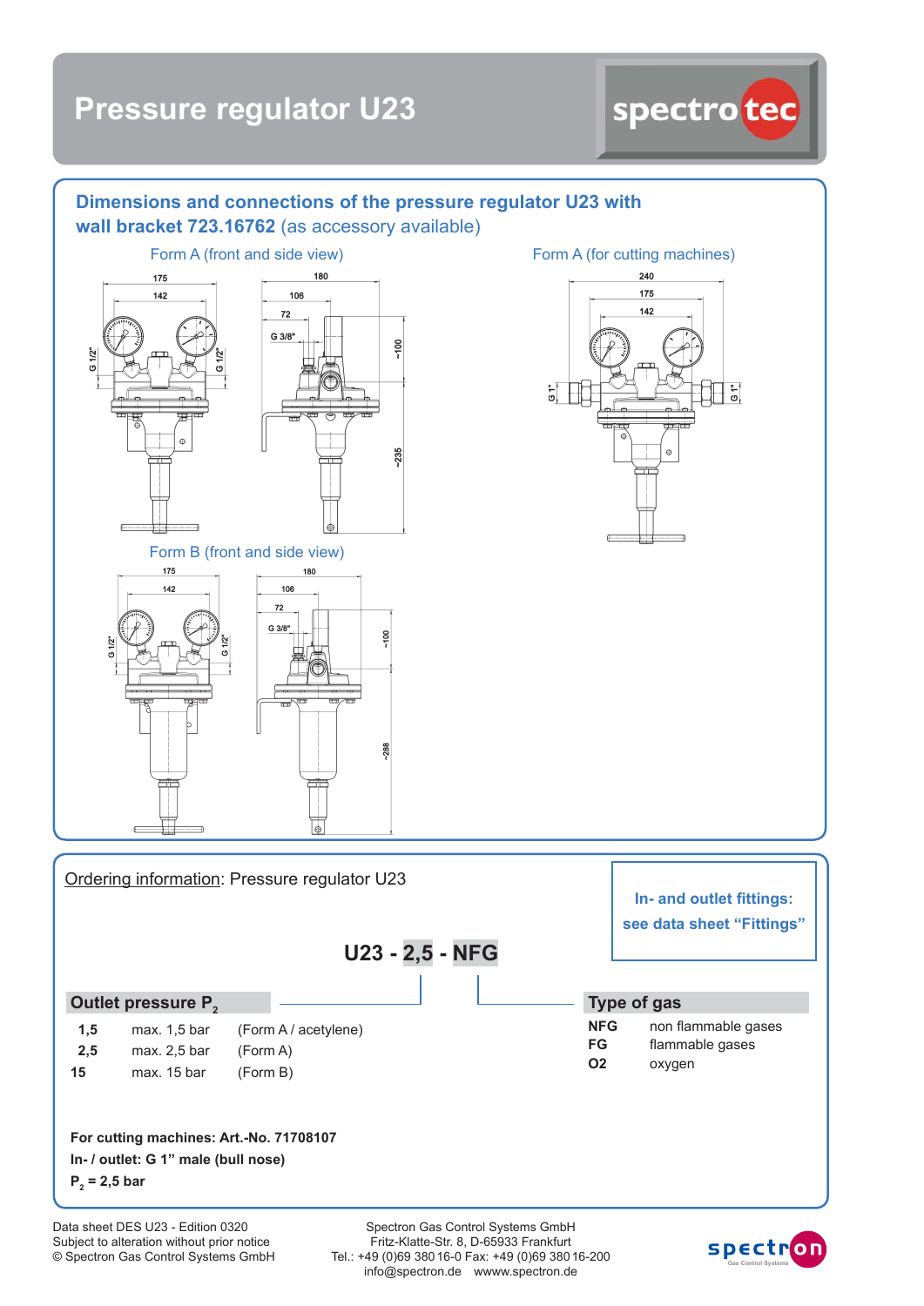# Pressure regulator U23

## Dimensions and connections of the pressure regulator U23 with wall bracket 723.16762 (as accessory available)

Form A (front and side view)

175
142
G 1/2"
G 1/2"
180
106
72
G 3/8"
~100
~235

Form A (for cutting machines)

240
175
142
G 1"
G 1"

Form B (front and side view)

175
142
G 1/2"
G 1/2"
180
106
72
G 3/8"
~100
~288

## Ordering information: Pressure regulator U23

**In- and outlet fittings: see data sheet "Fittings"**

**U23 - 2,5 - NFG**

**Outlet pressure $P_2$**

| | | |
|---|---|---|
| **1,5** | max. 1,5 bar | (Form A / acetylene) |
| **2,5** | max. 2,5 bar | (Form A) |
| **15** | max. 15 bar | (Form B) |

**Type of gas**

| | |
|---|---|
| **NFG** | non flammable gases |
| **FG** | flammable gases |
| **O2** | oxygen |

**For cutting machines: Art.-No. 71708107**
**In- / outlet: G 1" male (bull nose)**
**$P_2$ = 2,5 bar**

Data sheet DES U23 - Edition 0320
Subject to alteration without prior notice
© Spectron Gas Control Systems GmbH

Spectron Gas Control Systems GmbH
Fritz-Klatte-Str. 8, D-65933 Frankfurt
Tel.: +49 (0)69 380 16-0 Fax: +49 (0)69 380 16-200
info@spectron.de wwww.spectron.de